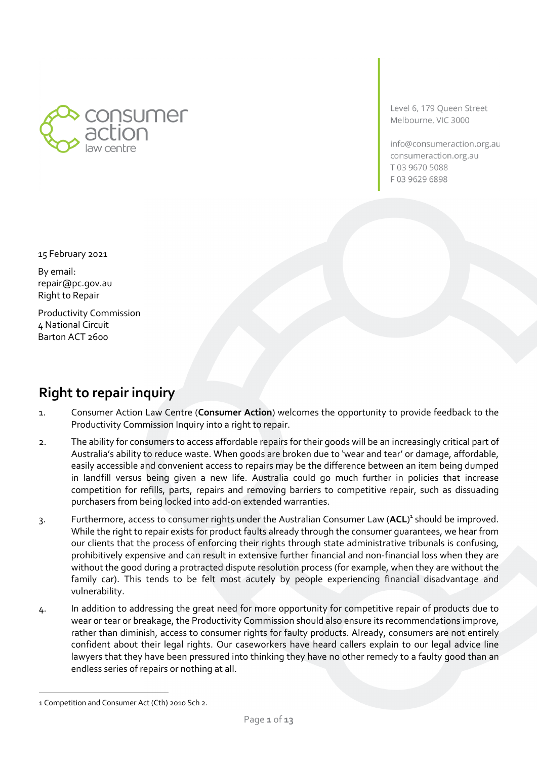consumer action law centre

Level 6, 179 Queen Street
Melbourne, VIC 3000

info@consumeraction.org.au
consumeraction.org.au
T 03 9670 5088
F 03 9629 6898

15 February 2021

By email:
repair@pc.gov.au
Right to Repair

Productivity Commission
4 National Circuit
Barton ACT 2600

## Right to repair inquiry

1. Consumer Action Law Centre (**Consumer Action**) welcomes the opportunity to provide feedback to the Productivity Commission Inquiry into a right to repair.

2. The ability for consumers to access affordable repairs for their goods will be an increasingly critical part of Australia's ability to reduce waste. When goods are broken due to 'wear and tear' or damage, affordable, easily accessible and convenient access to repairs may be the difference between an item being dumped in landfill versus being given a new life. Australia could go much further in policies that increase competition for refills, parts, repairs and removing barriers to competitive repair, such as dissuading purchasers from being locked into add-on extended warranties.

3. Furthermore, access to consumer rights under the Australian Consumer Law (**ACL**)[1] should be improved. While the right to repair exists for product faults already through the consumer guarantees, we hear from our clients that the process of enforcing their rights through state administrative tribunals is confusing, prohibitively expensive and can result in extensive further financial and non-financial loss when they are without the good during a protracted dispute resolution process (for example, when they are without the family car). This tends to be felt most acutely by people experiencing financial disadvantage and vulnerability.

4. In addition to addressing the great need for more opportunity for competitive repair of products due to wear or tear or breakage, the Productivity Commission should also ensure its recommendations improve, rather than diminish, access to consumer rights for faulty products. Already, consumers are not entirely confident about their legal rights. Our caseworkers have heard callers explain to our legal advice line lawyers that they have been pressured into thinking they have no other remedy to a faulty good than an endless series of repairs or nothing at all.

---

1 Competition and Consumer Act (Cth) 2010 Sch 2.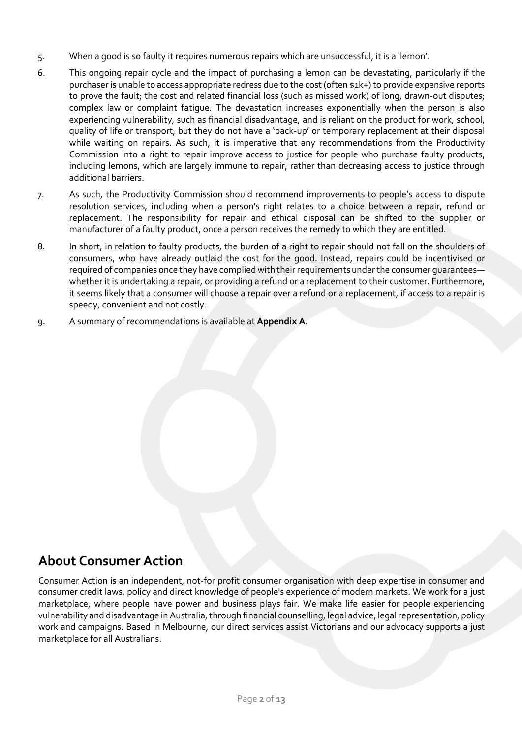5. When a good is so faulty it requires numerous repairs which are unsuccessful, it is a 'lemon'.

6. This ongoing repair cycle and the impact of purchasing a lemon can be devastating, particularly if the purchaser is unable to access appropriate redress due to the cost (often $1k+) to provide expensive reports to prove the fault; the cost and related financial loss (such as missed work) of long, drawn-out disputes; complex law or complaint fatigue. The devastation increases exponentially when the person is also experiencing vulnerability, such as financial disadvantage, and is reliant on the product for work, school, quality of life or transport, but they do not have a 'back-up' or temporary replacement at their disposal while waiting on repairs. As such, it is imperative that any recommendations from the Productivity Commission into a right to repair improve access to justice for people who purchase faulty products, including lemons, which are largely immune to repair, rather than decreasing access to justice through additional barriers.

7. As such, the Productivity Commission should recommend improvements to people's access to dispute resolution services, including when a person's right relates to a choice between a repair, refund or replacement. The responsibility for repair and ethical disposal can be shifted to the supplier or manufacturer of a faulty product, once a person receives the remedy to which they are entitled.

8. In short, in relation to faulty products, the burden of a right to repair should not fall on the shoulders of consumers, who have already outlaid the cost for the good. Instead, repairs could be incentivised or required of companies once they have complied with their requirements under the consumer guarantees—whether it is undertaking a repair, or providing a refund or a replacement to their customer. Furthermore, it seems likely that a consumer will choose a repair over a refund or a replacement, if access to a repair is speedy, convenient and not costly.

9. A summary of recommendations is available at **Appendix A**.

## About Consumer Action

Consumer Action is an independent, not-for profit consumer organisation with deep expertise in consumer and consumer credit laws, policy and direct knowledge of people's experience of modern markets. We work for a just marketplace, where people have power and business plays fair. We make life easier for people experiencing vulnerability and disadvantage in Australia, through financial counselling, legal advice, legal representation, policy work and campaigns. Based in Melbourne, our direct services assist Victorians and our advocacy supports a just marketplace for all Australians.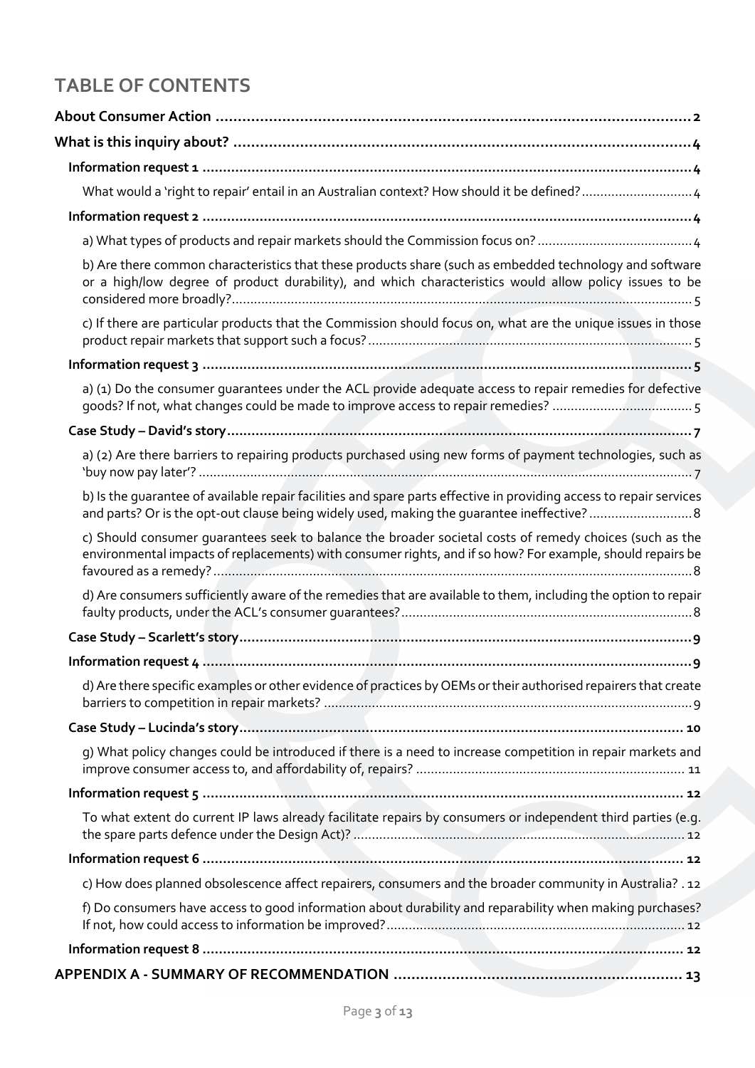## TABLE OF CONTENTS

**About Consumer Action** .......... 2

**What is this inquiry about?** .......... 4

- **Information request 1** .......... 4
  - What would a 'right to repair' entail in an Australian context? How should it be defined? .......... 4
- **Information request 2** .......... 4
  - a) What types of products and repair markets should the Commission focus on? .......... 4
  - b) Are there common characteristics that these products share (such as embedded technology and software or a high/low degree of product durability), and which characteristics would allow policy issues to be considered more broadly? .......... 5
  - c) If there are particular products that the Commission should focus on, what are the unique issues in those product repair markets that support such a focus? .......... 5
- **Information request 3** .......... 5
  - a) (1) Do the consumer guarantees under the ACL provide adequate access to repair remedies for defective goods? If not, what changes could be made to improve access to repair remedies? .......... 5
- **Case Study – David's story** .......... 7
  - a) (2) Are there barriers to repairing products purchased using new forms of payment technologies, such as 'buy now pay later'? .......... 7
  - b) Is the guarantee of available repair facilities and spare parts effective in providing access to repair services and parts? Or is the opt-out clause being widely used, making the guarantee ineffective? .......... 8
  - c) Should consumer guarantees seek to balance the broader societal costs of remedy choices (such as the environmental impacts of replacements) with consumer rights, and if so how? For example, should repairs be favoured as a remedy? .......... 8
  - d) Are consumers sufficiently aware of the remedies that are available to them, including the option to repair faulty products, under the ACL's consumer guarantees? .......... 8
- **Case Study – Scarlett's story** .......... 9
- **Information request 4** .......... 9
  - d) Are there specific examples or other evidence of practices by OEMs or their authorised repairers that create barriers to competition in repair markets? .......... 9
- **Case Study – Lucinda's story** .......... 10
  - g) What policy changes could be introduced if there is a need to increase competition in repair markets and improve consumer access to, and affordability of, repairs? .......... 11
- **Information request 5** .......... 12
  - To what extent do current IP laws already facilitate repairs by consumers or independent third parties (e.g. the spare parts defence under the Design Act)? .......... 12
- **Information request 6** .......... 12
  - c) How does planned obsolescence affect repairers, consumers and the broader community in Australia? .......... 12
  - f) Do consumers have access to good information about durability and reparability when making purchases? If not, how could access to information be improved? .......... 12
- **Information request 8** .......... 12

**APPENDIX A - SUMMARY OF RECOMMENDATION** .......... 13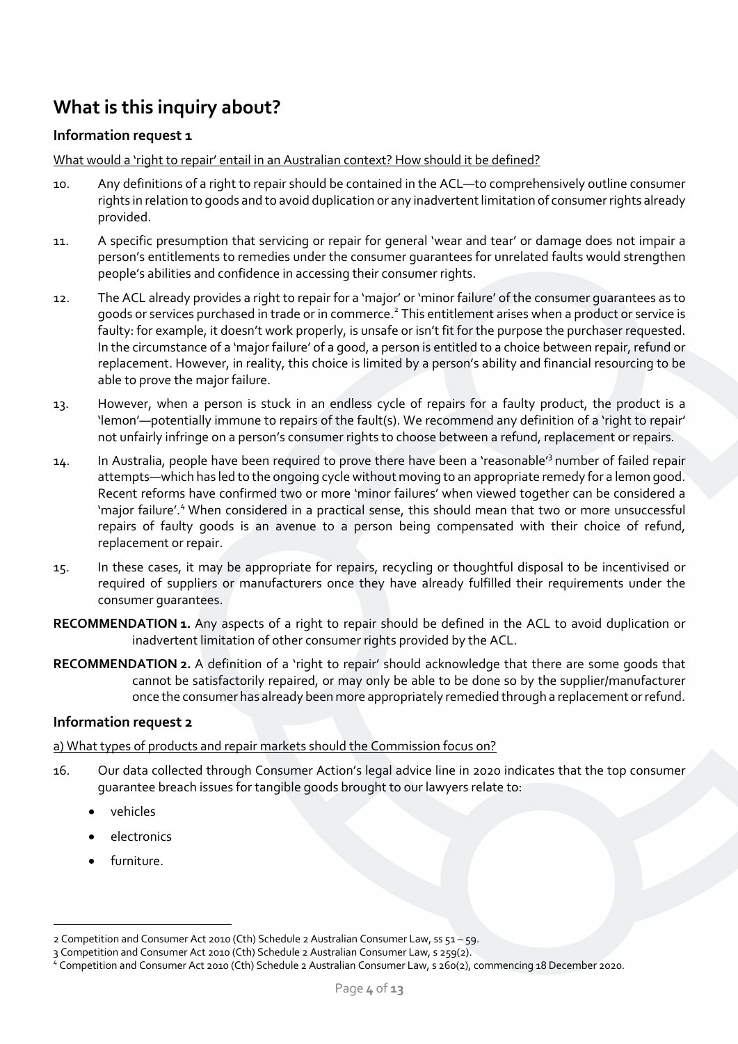## What is this inquiry about?

### Information request 1

What would a 'right to repair' entail in an Australian context? How should it be defined?

10. Any definitions of a right to repair should be contained in the ACL—to comprehensively outline consumer rights in relation to goods and to avoid duplication or any inadvertent limitation of consumer rights already provided.

11. A specific presumption that servicing or repair for general 'wear and tear' or damage does not impair a person's entitlements to remedies under the consumer guarantees for unrelated faults would strengthen people's abilities and confidence in accessing their consumer rights.

12. The ACL already provides a right to repair for a 'major' or 'minor failure' of the consumer guarantees as to goods or services purchased in trade or in commerce.[2] This entitlement arises when a product or service is faulty: for example, it doesn't work properly, is unsafe or isn't fit for the purpose the purchaser requested. In the circumstance of a 'major failure' of a good, a person is entitled to a choice between repair, refund or replacement. However, in reality, this choice is limited by a person's ability and financial resourcing to be able to prove the major failure.

13. However, when a person is stuck in an endless cycle of repairs for a faulty product, the product is a 'lemon'—potentially immune to repairs of the fault(s). We recommend any definition of a 'right to repair' not unfairly infringe on a person's consumer rights to choose between a refund, replacement or repairs.

14. In Australia, people have been required to prove there have been a 'reasonable'[3] number of failed repair attempts—which has led to the ongoing cycle without moving to an appropriate remedy for a lemon good. Recent reforms have confirmed two or more 'minor failures' when viewed together can be considered a 'major failure'.[4] When considered in a practical sense, this should mean that two or more unsuccessful repairs of faulty goods is an avenue to a person being compensated with their choice of refund, replacement or repair.

15. In these cases, it may be appropriate for repairs, recycling or thoughtful disposal to be incentivised or required of suppliers or manufacturers once they have already fulfilled their requirements under the consumer guarantees.

**RECOMMENDATION 1.** Any aspects of a right to repair should be defined in the ACL to avoid duplication or inadvertent limitation of other consumer rights provided by the ACL.

**RECOMMENDATION 2.** A definition of a 'right to repair' should acknowledge that there are some goods that cannot be satisfactorily repaired, or may only be able to be done so by the supplier/manufacturer once the consumer has already been more appropriately remedied through a replacement or refund.

### Information request 2

a) What types of products and repair markets should the Commission focus on?

16. Our data collected through Consumer Action's legal advice line in 2020 indicates that the top consumer guarantee breach issues for tangible goods brought to our lawyers relate to:

- vehicles
- electronics
- furniture.

---

2 Competition and Consumer Act 2010 (Cth) Schedule 2 Australian Consumer Law, ss 51 – 59.

3 Competition and Consumer Act 2010 (Cth) Schedule 2 Australian Consumer Law, s 259(2).

4 Competition and Consumer Act 2010 (Cth) Schedule 2 Australian Consumer Law, s 260(2), commencing 18 December 2020.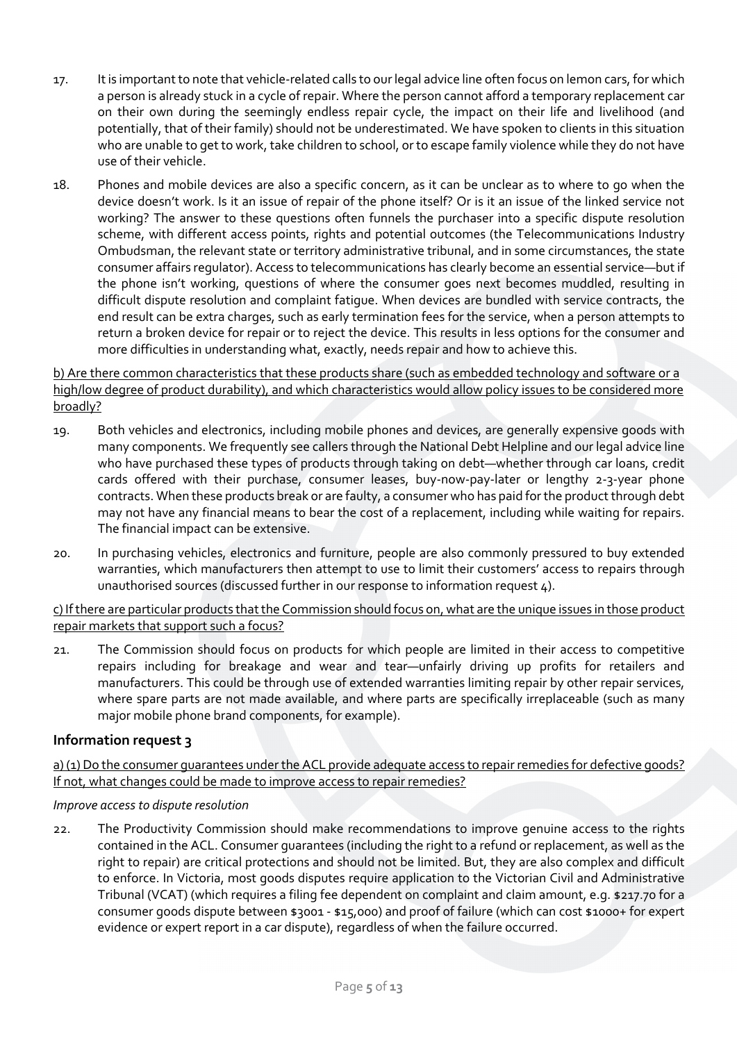17. It is important to note that vehicle-related calls to our legal advice line often focus on lemon cars, for which a person is already stuck in a cycle of repair. Where the person cannot afford a temporary replacement car on their own during the seemingly endless repair cycle, the impact on their life and livelihood (and potentially, that of their family) should not be underestimated. We have spoken to clients in this situation who are unable to get to work, take children to school, or to escape family violence while they do not have use of their vehicle.

18. Phones and mobile devices are also a specific concern, as it can be unclear as to where to go when the device doesn't work. Is it an issue of repair of the phone itself? Or is it an issue of the linked service not working? The answer to these questions often funnels the purchaser into a specific dispute resolution scheme, with different access points, rights and potential outcomes (the Telecommunications Industry Ombudsman, the relevant state or territory administrative tribunal, and in some circumstances, the state consumer affairs regulator). Access to telecommunications has clearly become an essential service—but if the phone isn't working, questions of where the consumer goes next becomes muddled, resulting in difficult dispute resolution and complaint fatigue. When devices are bundled with service contracts, the end result can be extra charges, such as early termination fees for the service, when a person attempts to return a broken device for repair or to reject the device. This results in less options for the consumer and more difficulties in understanding what, exactly, needs repair and how to achieve this.

<u>b) Are there common characteristics that these products share (such as embedded technology and software or a high/low degree of product durability), and which characteristics would allow policy issues to be considered more broadly?</u>

19. Both vehicles and electronics, including mobile phones and devices, are generally expensive goods with many components. We frequently see callers through the National Debt Helpline and our legal advice line who have purchased these types of products through taking on debt—whether through car loans, credit cards offered with their purchase, consumer leases, buy-now-pay-later or lengthy 2-3-year phone contracts. When these products break or are faulty, a consumer who has paid for the product through debt may not have any financial means to bear the cost of a replacement, including while waiting for repairs. The financial impact can be extensive.

20. In purchasing vehicles, electronics and furniture, people are also commonly pressured to buy extended warranties, which manufacturers then attempt to use to limit their customers' access to repairs through unauthorised sources (discussed further in our response to information request 4).

<u>c) If there are particular products that the Commission should focus on, what are the unique issues in those product repair markets that support such a focus?</u>

21. The Commission should focus on products for which people are limited in their access to competitive repairs including for breakage and wear and tear—unfairly driving up profits for retailers and manufacturers. This could be through use of extended warranties limiting repair by other repair services, where spare parts are not made available, and where parts are specifically irreplaceable (such as many major mobile phone brand components, for example).

## Information request 3

<u>a) (1) Do the consumer guarantees under the ACL provide adequate access to repair remedies for defective goods? If not, what changes could be made to improve access to repair remedies?</u>

*Improve access to dispute resolution*

22. The Productivity Commission should make recommendations to improve genuine access to the rights contained in the ACL. Consumer guarantees (including the right to a refund or replacement, as well as the right to repair) are critical protections and should not be limited. But, they are also complex and difficult to enforce. In Victoria, most goods disputes require application to the Victorian Civil and Administrative Tribunal (VCAT) (which requires a filing fee dependent on complaint and claim amount, e.g. $217.70 for a consumer goods dispute between $3001 - $15,000) and proof of failure (which can cost $1000+ for expert evidence or expert report in a car dispute), regardless of when the failure occurred.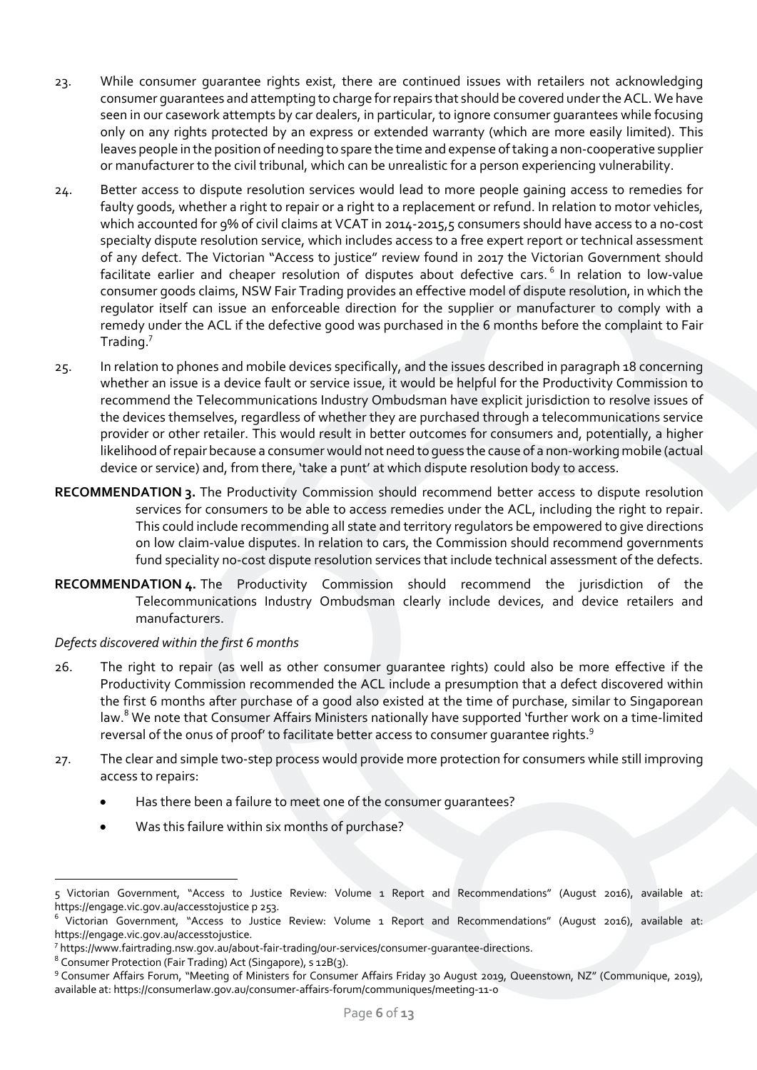23. While consumer guarantee rights exist, there are continued issues with retailers not acknowledging consumer guarantees and attempting to charge for repairs that should be covered under the ACL. We have seen in our casework attempts by car dealers, in particular, to ignore consumer guarantees while focusing only on any rights protected by an express or extended warranty (which are more easily limited). This leaves people in the position of needing to spare the time and expense of taking a non-cooperative supplier or manufacturer to the civil tribunal, which can be unrealistic for a person experiencing vulnerability.

24. Better access to dispute resolution services would lead to more people gaining access to remedies for faulty goods, whether a right to repair or a right to a replacement or refund. In relation to motor vehicles, which accounted for 9% of civil claims at VCAT in 2014-2015,5 consumers should have access to a no-cost specialty dispute resolution service, which includes access to a free expert report or technical assessment of any defect. The Victorian "Access to justice" review found in 2017 the Victorian Government should facilitate earlier and cheaper resolution of disputes about defective cars.[6] In relation to low-value consumer goods claims, NSW Fair Trading provides an effective model of dispute resolution, in which the regulator itself can issue an enforceable direction for the supplier or manufacturer to comply with a remedy under the ACL if the defective good was purchased in the 6 months before the complaint to Fair Trading.[7]

25. In relation to phones and mobile devices specifically, and the issues described in paragraph 18 concerning whether an issue is a device fault or service issue, it would be helpful for the Productivity Commission to recommend the Telecommunications Industry Ombudsman have explicit jurisdiction to resolve issues of the devices themselves, regardless of whether they are purchased through a telecommunications service provider or other retailer. This would result in better outcomes for consumers and, potentially, a higher likelihood of repair because a consumer would not need to guess the cause of a non-working mobile (actual device or service) and, from there, 'take a punt' at which dispute resolution body to access.

**RECOMMENDATION 3.** The Productivity Commission should recommend better access to dispute resolution services for consumers to be able to access remedies under the ACL, including the right to repair. This could include recommending all state and territory regulators be empowered to give directions on low claim-value disputes. In relation to cars, the Commission should recommend governments fund speciality no-cost dispute resolution services that include technical assessment of the defects.

**RECOMMENDATION 4.** The Productivity Commission should recommend the jurisdiction of the Telecommunications Industry Ombudsman clearly include devices, and device retailers and manufacturers.

*Defects discovered within the first 6 months*

26. The right to repair (as well as other consumer guarantee rights) could also be more effective if the Productivity Commission recommended the ACL include a presumption that a defect discovered within the first 6 months after purchase of a good also existed at the time of purchase, similar to Singaporean law.[8] We note that Consumer Affairs Ministers nationally have supported 'further work on a time-limited reversal of the onus of proof' to facilitate better access to consumer guarantee rights.[9]

27. The clear and simple two-step process would provide more protection for consumers while still improving access to repairs:

   - Has there been a failure to meet one of the consumer guarantees?
   - Was this failure within six months of purchase?

---

5 Victorian Government, "Access to Justice Review: Volume 1 Report and Recommendations" (August 2016), available at: https://engage.vic.gov.au/accesstojustice p 253.

[6] Victorian Government, "Access to Justice Review: Volume 1 Report and Recommendations" (August 2016), available at: https://engage.vic.gov.au/accesstojustice.

[7] https://www.fairtrading.nsw.gov.au/about-fair-trading/our-services/consumer-guarantee-directions.

[8] Consumer Protection (Fair Trading) Act (Singapore), s 12B(3).

[9] Consumer Affairs Forum, "Meeting of Ministers for Consumer Affairs Friday 30 August 2019, Queenstown, NZ" (Communique, 2019), available at: https://consumerlaw.gov.au/consumer-affairs-forum/communiques/meeting-11-0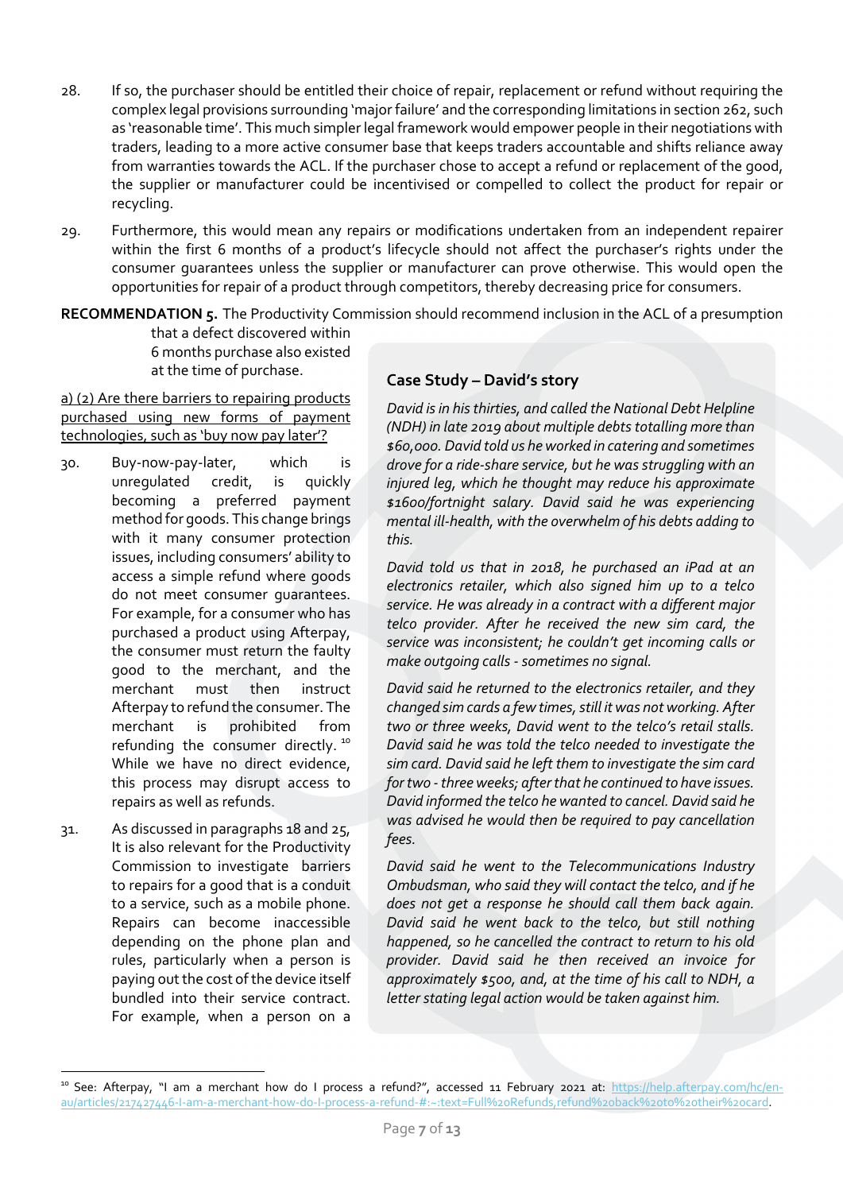28. If so, the purchaser should be entitled their choice of repair, replacement or refund without requiring the complex legal provisions surrounding 'major failure' and the corresponding limitations in section 262, such as 'reasonable time'. This much simpler legal framework would empower people in their negotiations with traders, leading to a more active consumer base that keeps traders accountable and shifts reliance away from warranties towards the ACL. If the purchaser chose to accept a refund or replacement of the good, the supplier or manufacturer could be incentivised or compelled to collect the product for repair or recycling.

29. Furthermore, this would mean any repairs or modifications undertaken from an independent repairer within the first 6 months of a product's lifecycle should not affect the purchaser's rights under the consumer guarantees unless the supplier or manufacturer can prove otherwise. This would open the opportunities for repair of a product through competitors, thereby decreasing price for consumers.

**RECOMMENDATION 5.** The Productivity Commission should recommend inclusion in the ACL of a presumption that a defect discovered within 6 months purchase also existed at the time of purchase.

<u>a) (2) Are there barriers to repairing products purchased using new forms of payment technologies, such as 'buy now pay later'?</u>

30. Buy-now-pay-later, which is unregulated credit, is quickly becoming a preferred payment method for goods. This change brings with it many consumer protection issues, including consumers' ability to access a simple refund where goods do not meet consumer guarantees. For example, for a consumer who has purchased a product using Afterpay, the consumer must return the faulty good to the merchant, and the merchant must then instruct Afterpay to refund the consumer. The merchant is prohibited from refunding the consumer directly.[10] While we have no direct evidence, this process may disrupt access to repairs as well as refunds.

31. As discussed in paragraphs 18 and 25, It is also relevant for the Productivity Commission to investigate barriers to repairs for a good that is a conduit to a service, such as a mobile phone. Repairs can become inaccessible depending on the phone plan and rules, particularly when a person is paying out the cost of the device itself bundled into their service contract. For example, when a person on a

### Case Study – David's story

*David is in his thirties, and called the National Debt Helpline (NDH) in late 2019 about multiple debts totalling more than $60,000. David told us he worked in catering and sometimes drove for a ride-share service, but he was struggling with an injured leg, which he thought may reduce his approximate $1600/fortnight salary. David said he was experiencing mental ill-health, with the overwhelm of his debts adding to this.*

*David told us that in 2018, he purchased an iPad at an electronics retailer, which also signed him up to a telco service. He was already in a contract with a different major telco provider. After he received the new sim card, the service was inconsistent; he couldn't get incoming calls or make outgoing calls - sometimes no signal.*

*David said he returned to the electronics retailer, and they changed sim cards a few times, still it was not working. After two or three weeks, David went to the telco's retail stalls. David said he was told the telco needed to investigate the sim card. David said he left them to investigate the sim card for two - three weeks; after that he continued to have issues. David informed the telco he wanted to cancel. David said he was advised he would then be required to pay cancellation fees.*

*David said he went to the Telecommunications Industry Ombudsman, who said they will contact the telco, and if he does not get a response he should call them back again. David said he went back to the telco, but still nothing happened, so he cancelled the contract to return to his old provider. David said he then received an invoice for approximately $500, and, at the time of his call to NDH, a letter stating legal action would be taken against him.*

[10] See: Afterpay, "I am a merchant how do I process a refund?", accessed 11 February 2021 at: https://help.afterpay.com/hc/en-au/articles/217427446-I-am-a-merchant-how-do-I-process-a-refund-#:~:text=Full%20Refunds,refund%20back%20to%20their%20card.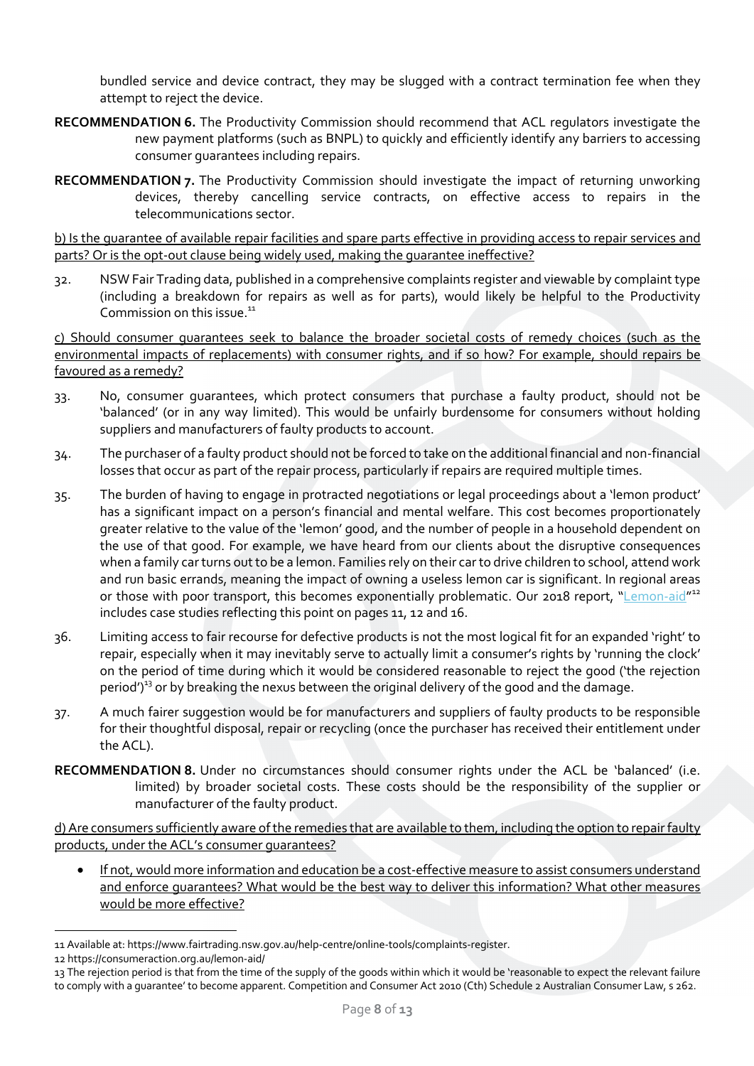bundled service and device contract, they may be slugged with a contract termination fee when they attempt to reject the device.

**RECOMMENDATION 6.** The Productivity Commission should recommend that ACL regulators investigate the new payment platforms (such as BNPL) to quickly and efficiently identify any barriers to accessing consumer guarantees including repairs.

**RECOMMENDATION 7.** The Productivity Commission should investigate the impact of returning unworking devices, thereby cancelling service contracts, on effective access to repairs in the telecommunications sector.

<u>b) Is the guarantee of available repair facilities and spare parts effective in providing access to repair services and parts? Or is the opt-out clause being widely used, making the guarantee ineffective?</u>

32. NSW Fair Trading data, published in a comprehensive complaints register and viewable by complaint type (including a breakdown for repairs as well as for parts), would likely be helpful to the Productivity Commission on this issue.[11]

<u>c) Should consumer guarantees seek to balance the broader societal costs of remedy choices (such as the environmental impacts of replacements) with consumer rights, and if so how? For example, should repairs be favoured as a remedy?</u>

33. No, consumer guarantees, which protect consumers that purchase a faulty product, should not be 'balanced' (or in any way limited). This would be unfairly burdensome for consumers without holding suppliers and manufacturers of faulty products to account.

34. The purchaser of a faulty product should not be forced to take on the additional financial and non-financial losses that occur as part of the repair process, particularly if repairs are required multiple times.

35. The burden of having to engage in protracted negotiations or legal proceedings about a 'lemon product' has a significant impact on a person's financial and mental welfare. This cost becomes proportionately greater relative to the value of the 'lemon' good, and the number of people in a household dependent on the use of that good. For example, we have heard from our clients about the disruptive consequences when a family car turns out to be a lemon. Families rely on their car to drive children to school, attend work and run basic errands, meaning the impact of owning a useless lemon car is significant. In regional areas or those with poor transport, this becomes exponentially problematic. Our 2018 report, "Lemon-aid"[12] includes case studies reflecting this point on pages 11, 12 and 16.

36. Limiting access to fair recourse for defective products is not the most logical fit for an expanded 'right' to repair, especially when it may inevitably serve to actually limit a consumer's rights by 'running the clock' on the period of time during which it would be considered reasonable to reject the good ('the rejection period')[13] or by breaking the nexus between the original delivery of the good and the damage.

37. A much fairer suggestion would be for manufacturers and suppliers of faulty products to be responsible for their thoughtful disposal, repair or recycling (once the purchaser has received their entitlement under the ACL).

**RECOMMENDATION 8.** Under no circumstances should consumer rights under the ACL be 'balanced' (i.e. limited) by broader societal costs. These costs should be the responsibility of the supplier or manufacturer of the faulty product.

<u>d) Are consumers sufficiently aware of the remedies that are available to them, including the option to repair faulty products, under the ACL's consumer guarantees?</u>

- <u>If not, would more information and education be a cost-effective measure to assist consumers understand and enforce guarantees? What would be the best way to deliver this information? What other measures would be more effective?</u>

---

11 Available at: https://www.fairtrading.nsw.gov.au/help-centre/online-tools/complaints-register.

12 https://consumeraction.org.au/lemon-aid/

13 The rejection period is that from the time of the supply of the goods within which it would be 'reasonable to expect the relevant failure to comply with a guarantee' to become apparent. Competition and Consumer Act 2010 (Cth) Schedule 2 Australian Consumer Law, s 262.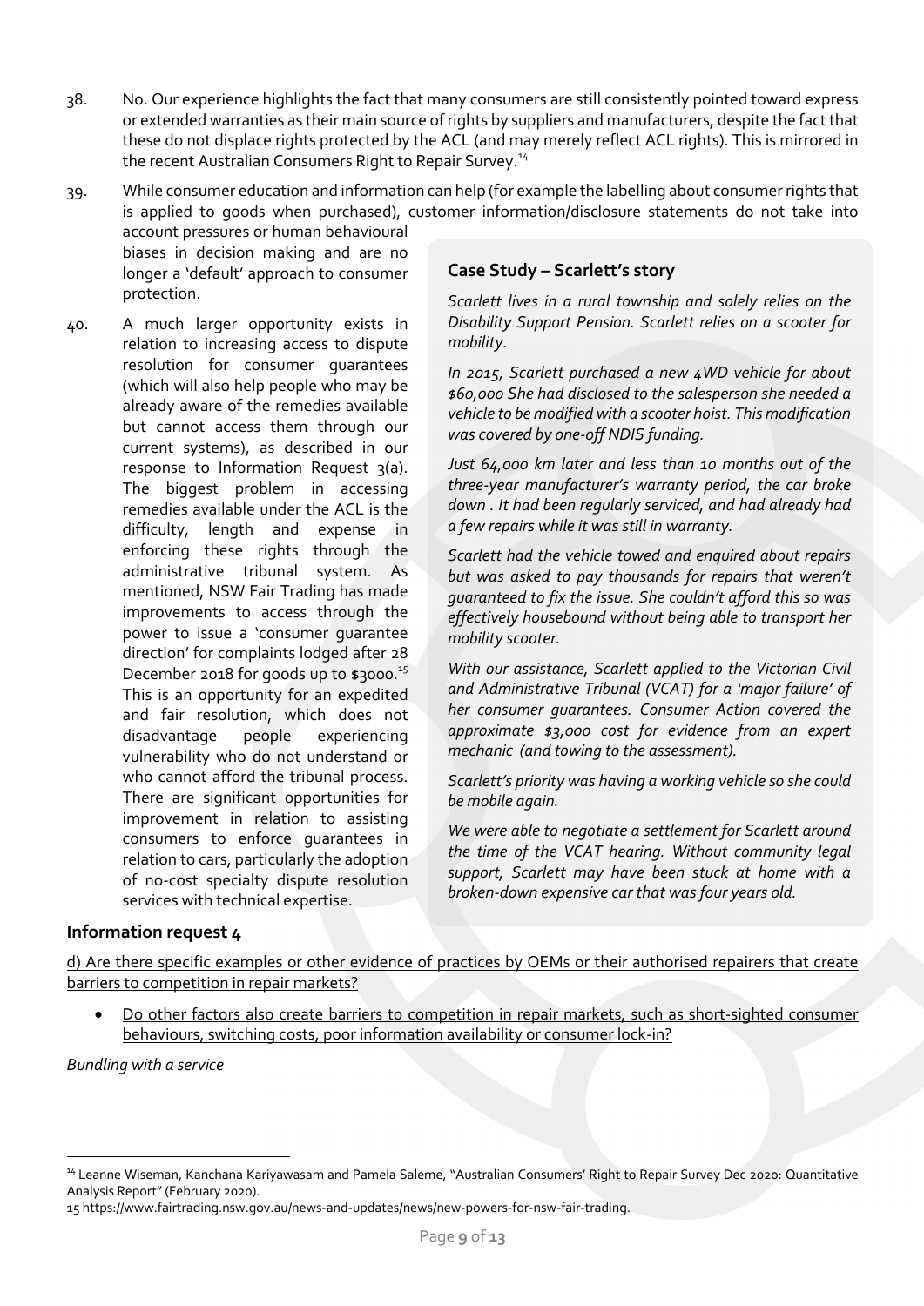38. No. Our experience highlights the fact that many consumers are still consistently pointed toward express or extended warranties as their main source of rights by suppliers and manufacturers, despite the fact that these do not displace rights protected by the ACL (and may merely reflect ACL rights). This is mirrored in the recent Australian Consumers Right to Repair Survey.[14]

39. While consumer education and information can help (for example the labelling about consumer rights that is applied to goods when purchased), customer information/disclosure statements do not take into account pressures or human behavioural biases in decision making and are no longer a 'default' approach to consumer protection.

40. A much larger opportunity exists in relation to increasing access to dispute resolution for consumer guarantees (which will also help people who may be already aware of the remedies available but cannot access them through our current systems), as described in our response to Information Request 3(a). The biggest problem in accessing remedies available under the ACL is the difficulty, length and expense in enforcing these rights through the administrative tribunal system. As mentioned, NSW Fair Trading has made improvements to access through the power to issue a 'consumer guarantee direction' for complaints lodged after 28 December 2018 for goods up to $3000.[15] This is an opportunity for an expedited and fair resolution, which does not disadvantage people experiencing vulnerability who do not understand or who cannot afford the tribunal process. There are significant opportunities for improvement in relation to assisting consumers to enforce guarantees in relation to cars, particularly the adoption of no-cost specialty dispute resolution services with technical expertise.

### Case Study – Scarlett's story

*Scarlett lives in a rural township and solely relies on the Disability Support Pension. Scarlett relies on a scooter for mobility.*

*In 2015, Scarlett purchased a new 4WD vehicle for about $60,000 She had disclosed to the salesperson she needed a vehicle to be modified with a scooter hoist. This modification was covered by one-off NDIS funding.*

*Just 64,000 km later and less than 10 months out of the three-year manufacturer's warranty period, the car broke down . It had been regularly serviced, and had already had a few repairs while it was still in warranty.*

*Scarlett had the vehicle towed and enquired about repairs but was asked to pay thousands for repairs that weren't guaranteed to fix the issue. She couldn't afford this so was effectively housebound without being able to transport her mobility scooter.*

*With our assistance, Scarlett applied to the Victorian Civil and Administrative Tribunal (VCAT) for a 'major failure' of her consumer guarantees. Consumer Action covered the approximate $3,000 cost for evidence from an expert mechanic (and towing to the assessment).*

*Scarlett's priority was having a working vehicle so she could be mobile again.*

*We were able to negotiate a settlement for Scarlett around the time of the VCAT hearing. Without community legal support, Scarlett may have been stuck at home with a broken-down expensive car that was four years old.*

## Information request 4

d) Are there specific examples or other evidence of practices by OEMs or their authorised repairers that create barriers to competition in repair markets?

- Do other factors also create barriers to competition in repair markets, such as short-sighted consumer behaviours, switching costs, poor information availability or consumer lock-in?

*Bundling with a service*

---

[14] Leanne Wiseman, Kanchana Kariyawasam and Pamela Saleme, "Australian Consumers' Right to Repair Survey Dec 2020: Quantitative Analysis Report" (February 2020).

[15] https://www.fairtrading.nsw.gov.au/news-and-updates/news/new-powers-for-nsw-fair-trading.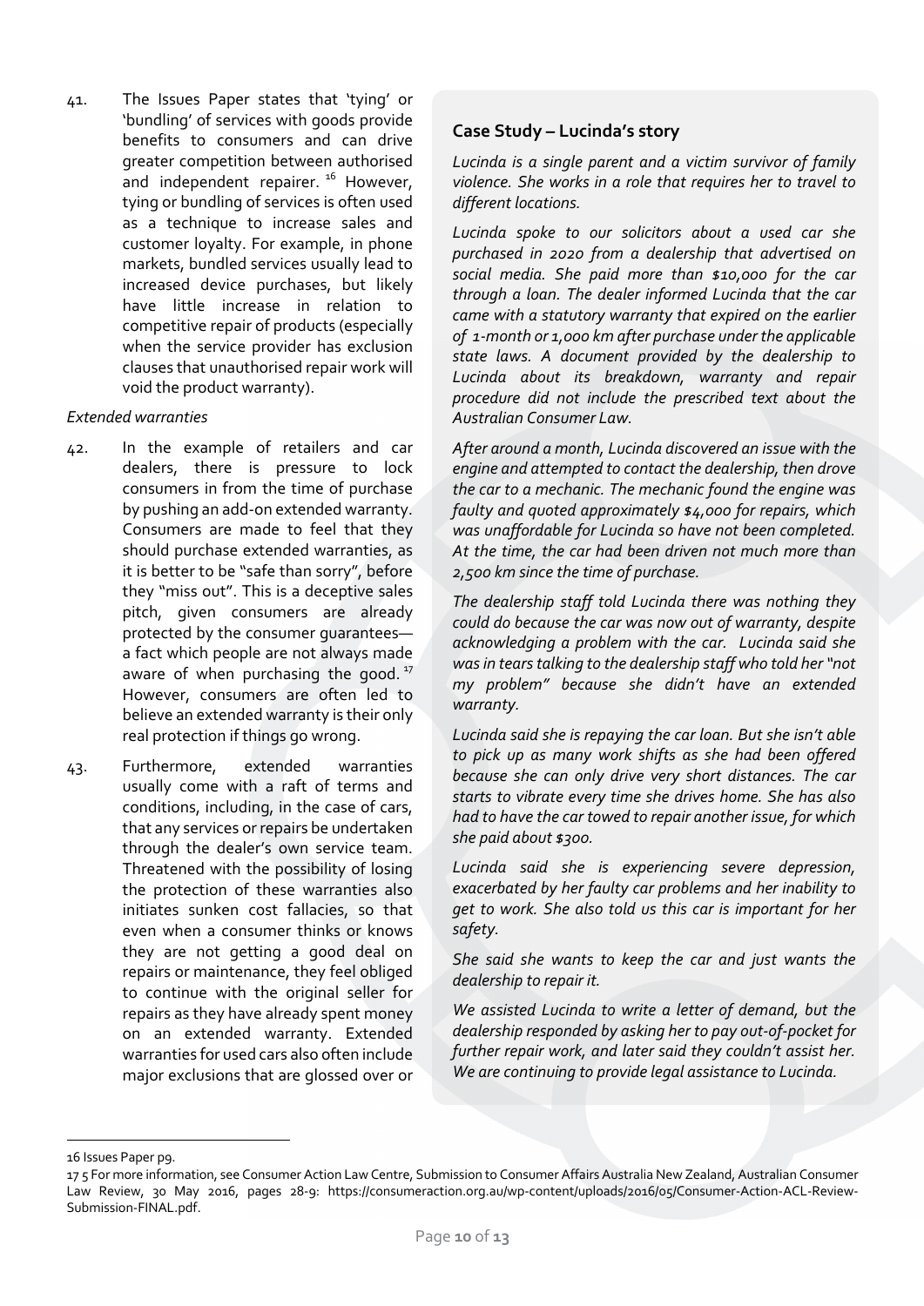41. The Issues Paper states that 'tying' or 'bundling' of services with goods provide benefits to consumers and can drive greater competition between authorised and independent repairer.[16] However, tying or bundling of services is often used as a technique to increase sales and customer loyalty. For example, in phone markets, bundled services usually lead to increased device purchases, but likely have little increase in relation to competitive repair of products (especially when the service provider has exclusion clauses that unauthorised repair work will void the product warranty).

*Extended warranties*

42. In the example of retailers and car dealers, there is pressure to lock consumers in from the time of purchase by pushing an add-on extended warranty. Consumers are made to feel that they should purchase extended warranties, as it is better to be "safe than sorry", before they "miss out". This is a deceptive sales pitch, given consumers are already protected by the consumer guarantees—a fact which people are not always made aware of when purchasing the good.[17] However, consumers are often led to believe an extended warranty is their only real protection if things go wrong.

43. Furthermore, extended warranties usually come with a raft of terms and conditions, including, in the case of cars, that any services or repairs be undertaken through the dealer's own service team. Threatened with the possibility of losing the protection of these warranties also initiates sunken cost fallacies, so that even when a consumer thinks or knows they are not getting a good deal on repairs or maintenance, they feel obliged to continue with the original seller for repairs as they have already spent money on an extended warranty. Extended warranties for used cars also often include major exclusions that are glossed over or

### Case Study – Lucinda's story

*Lucinda is a single parent and a victim survivor of family violence. She works in a role that requires her to travel to different locations.*

*Lucinda spoke to our solicitors about a used car she purchased in 2020 from a dealership that advertised on social media. She paid more than $10,000 for the car through a loan. The dealer informed Lucinda that the car came with a statutory warranty that expired on the earlier of 1-month or 1,000 km after purchase under the applicable state laws. A document provided by the dealership to Lucinda about its breakdown, warranty and repair procedure did not include the prescribed text about the Australian Consumer Law.*

*After around a month, Lucinda discovered an issue with the engine and attempted to contact the dealership, then drove the car to a mechanic. The mechanic found the engine was faulty and quoted approximately $4,000 for repairs, which was unaffordable for Lucinda so have not been completed. At the time, the car had been driven not much more than 2,500 km since the time of purchase.*

*The dealership staff told Lucinda there was nothing they could do because the car was now out of warranty, despite acknowledging a problem with the car. Lucinda said she was in tears talking to the dealership staff who told her "not my problem" because she didn't have an extended warranty.*

*Lucinda said she is repaying the car loan. But she isn't able to pick up as many work shifts as she had been offered because she can only drive very short distances. The car starts to vibrate every time she drives home. She has also had to have the car towed to repair another issue, for which she paid about $300.*

*Lucinda said she is experiencing severe depression, exacerbated by her faulty car problems and her inability to get to work. She also told us this car is important for her safety.*

*She said she wants to keep the car and just wants the dealership to repair it.*

*We assisted Lucinda to write a letter of demand, but the dealership responded by asking her to pay out-of-pocket for further repair work, and later said they couldn't assist her. We are continuing to provide legal assistance to Lucinda.*

---

16 Issues Paper p9.

17 5 For more information, see Consumer Action Law Centre, Submission to Consumer Affairs Australia New Zealand, Australian Consumer Law Review, 30 May 2016, pages 28-9: https://consumeraction.org.au/wp-content/uploads/2016/05/Consumer-Action-ACL-Review-Submission-FINAL.pdf.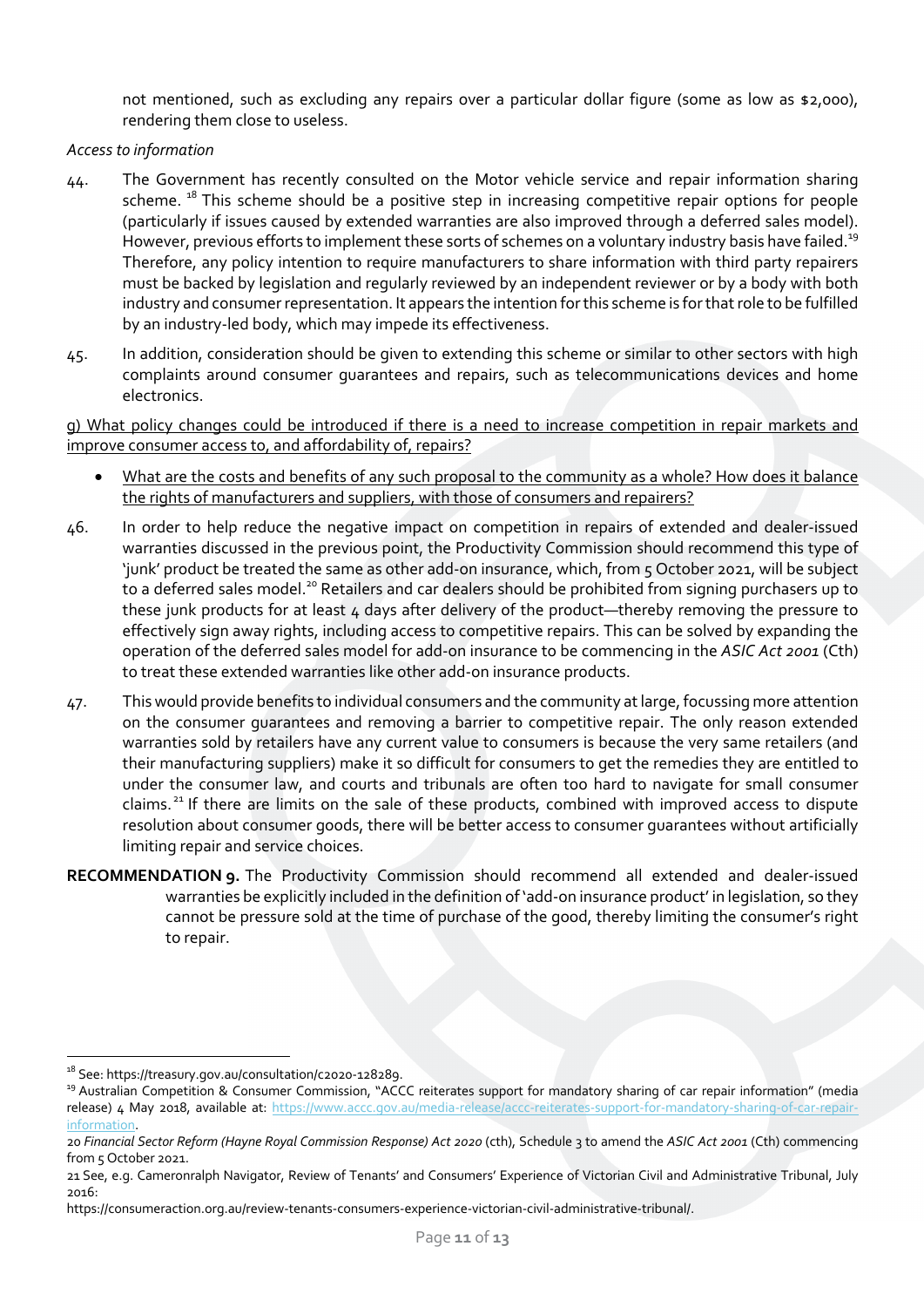not mentioned, such as excluding any repairs over a particular dollar figure (some as low as $2,000), rendering them close to useless.

*Access to information*

44. The Government has recently consulted on the Motor vehicle service and repair information sharing scheme.[18] This scheme should be a positive step in increasing competitive repair options for people (particularly if issues caused by extended warranties are also improved through a deferred sales model). However, previous efforts to implement these sorts of schemes on a voluntary industry basis have failed.[19] Therefore, any policy intention to require manufacturers to share information with third party repairers must be backed by legislation and regularly reviewed by an independent reviewer or by a body with both industry and consumer representation. It appears the intention for this scheme is for that role to be fulfilled by an industry-led body, which may impede its effectiveness.

45. In addition, consideration should be given to extending this scheme or similar to other sectors with high complaints around consumer guarantees and repairs, such as telecommunications devices and home electronics.

<u>g) What policy changes could be introduced if there is a need to increase competition in repair markets and improve consumer access to, and affordability of, repairs?</u>

- <u>What are the costs and benefits of any such proposal to the community as a whole? How does it balance the rights of manufacturers and suppliers, with those of consumers and repairers?</u>

46. In order to help reduce the negative impact on competition in repairs of extended and dealer-issued warranties discussed in the previous point, the Productivity Commission should recommend this type of 'junk' product be treated the same as other add-on insurance, which, from 5 October 2021, will be subject to a deferred sales model.[20] Retailers and car dealers should be prohibited from signing purchasers up to these junk products for at least 4 days after delivery of the product—thereby removing the pressure to effectively sign away rights, including access to competitive repairs. This can be solved by expanding the operation of the deferred sales model for add-on insurance to be commencing in the *ASIC Act 2001* (Cth) to treat these extended warranties like other add-on insurance products.

47. This would provide benefits to individual consumers and the community at large, focussing more attention on the consumer guarantees and removing a barrier to competitive repair. The only reason extended warranties sold by retailers have any current value to consumers is because the very same retailers (and their manufacturing suppliers) make it so difficult for consumers to get the remedies they are entitled to under the consumer law, and courts and tribunals are often too hard to navigate for small consumer claims.[21] If there are limits on the sale of these products, combined with improved access to dispute resolution about consumer goods, there will be better access to consumer guarantees without artificially limiting repair and service choices.

**RECOMMENDATION 9.** The Productivity Commission should recommend all extended and dealer-issued warranties be explicitly included in the definition of 'add-on insurance product' in legislation, so they cannot be pressure sold at the time of purchase of the good, thereby limiting the consumer's right to repair.

---

[18] See: https://treasury.gov.au/consultation/c2020-128289.

[19] Australian Competition & Consumer Commission, "ACCC reiterates support for mandatory sharing of car repair information" (media release) 4 May 2018, available at: https://www.accc.gov.au/media-release/accc-reiterates-support-for-mandatory-sharing-of-car-repair-information.

[20] *Financial Sector Reform (Hayne Royal Commission Response) Act 2020* (cth), Schedule 3 to amend the *ASIC Act 2001* (Cth) commencing from 5 October 2021.

[21] See, e.g. Cameronralph Navigator, Review of Tenants' and Consumers' Experience of Victorian Civil and Administrative Tribunal, July 2016: https://consumeraction.org.au/review-tenants-consumers-experience-victorian-civil-administrative-tribunal/.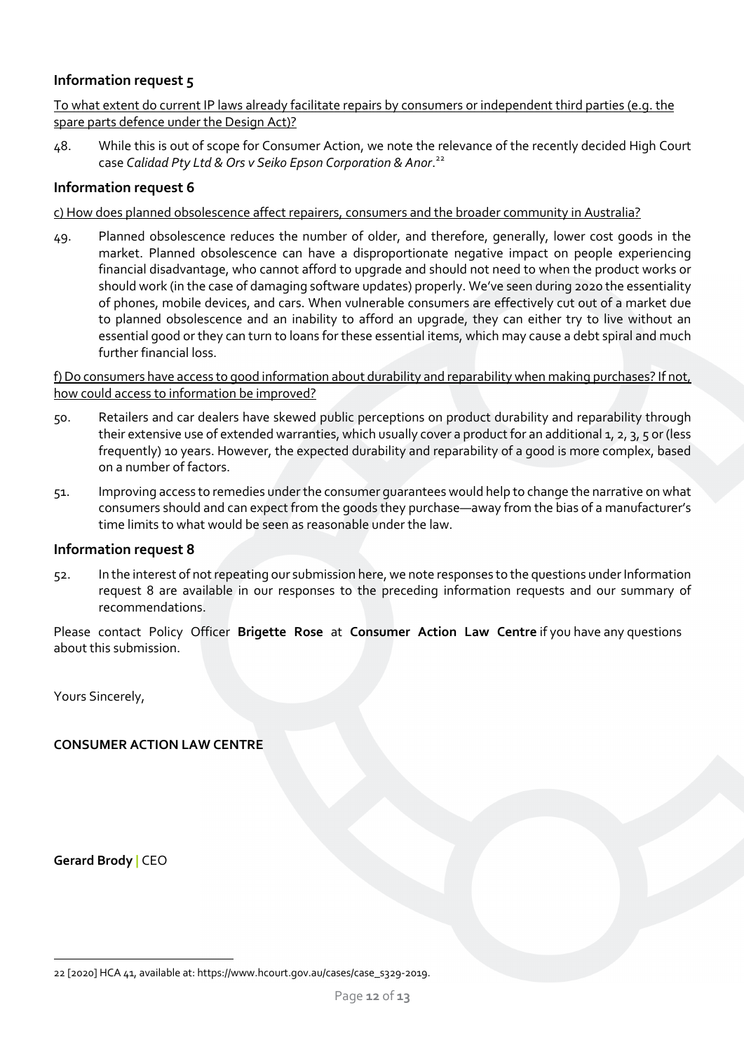### Information request 5

To what extent do current IP laws already facilitate repairs by consumers or independent third parties (e.g. the spare parts defence under the Design Act)?

48. While this is out of scope for Consumer Action, we note the relevance of the recently decided High Court case *Calidad Pty Ltd & Ors v Seiko Epson Corporation & Anor*.[22]

### Information request 6

c) How does planned obsolescence affect repairers, consumers and the broader community in Australia?

49. Planned obsolescence reduces the number of older, and therefore, generally, lower cost goods in the market. Planned obsolescence can have a disproportionate negative impact on people experiencing financial disadvantage, who cannot afford to upgrade and should not need to when the product works or should work (in the case of damaging software updates) properly. We've seen during 2020 the essentiality of phones, mobile devices, and cars. When vulnerable consumers are effectively cut out of a market due to planned obsolescence and an inability to afford an upgrade, they can either try to live without an essential good or they can turn to loans for these essential items, which may cause a debt spiral and much further financial loss.

f) Do consumers have access to good information about durability and reparability when making purchases? If not, how could access to information be improved?

50. Retailers and car dealers have skewed public perceptions on product durability and reparability through their extensive use of extended warranties, which usually cover a product for an additional 1, 2, 3, 5 or (less frequently) 10 years. However, the expected durability and reparability of a good is more complex, based on a number of factors.

51. Improving access to remedies under the consumer guarantees would help to change the narrative on what consumers should and can expect from the goods they purchase—away from the bias of a manufacturer's time limits to what would be seen as reasonable under the law.

### Information request 8

52. In the interest of not repeating our submission here, we note responses to the questions under Information request 8 are available in our responses to the preceding information requests and our summary of recommendations.

Please contact Policy Officer **Brigette Rose** at **Consumer Action Law Centre** if you have any questions about this submission.

Yours Sincerely,

**CONSUMER ACTION LAW CENTRE**

**Gerard Brody** | CEO

---

22 [2020] HCA 41, available at: https://www.hcourt.gov.au/cases/case_s329-2019.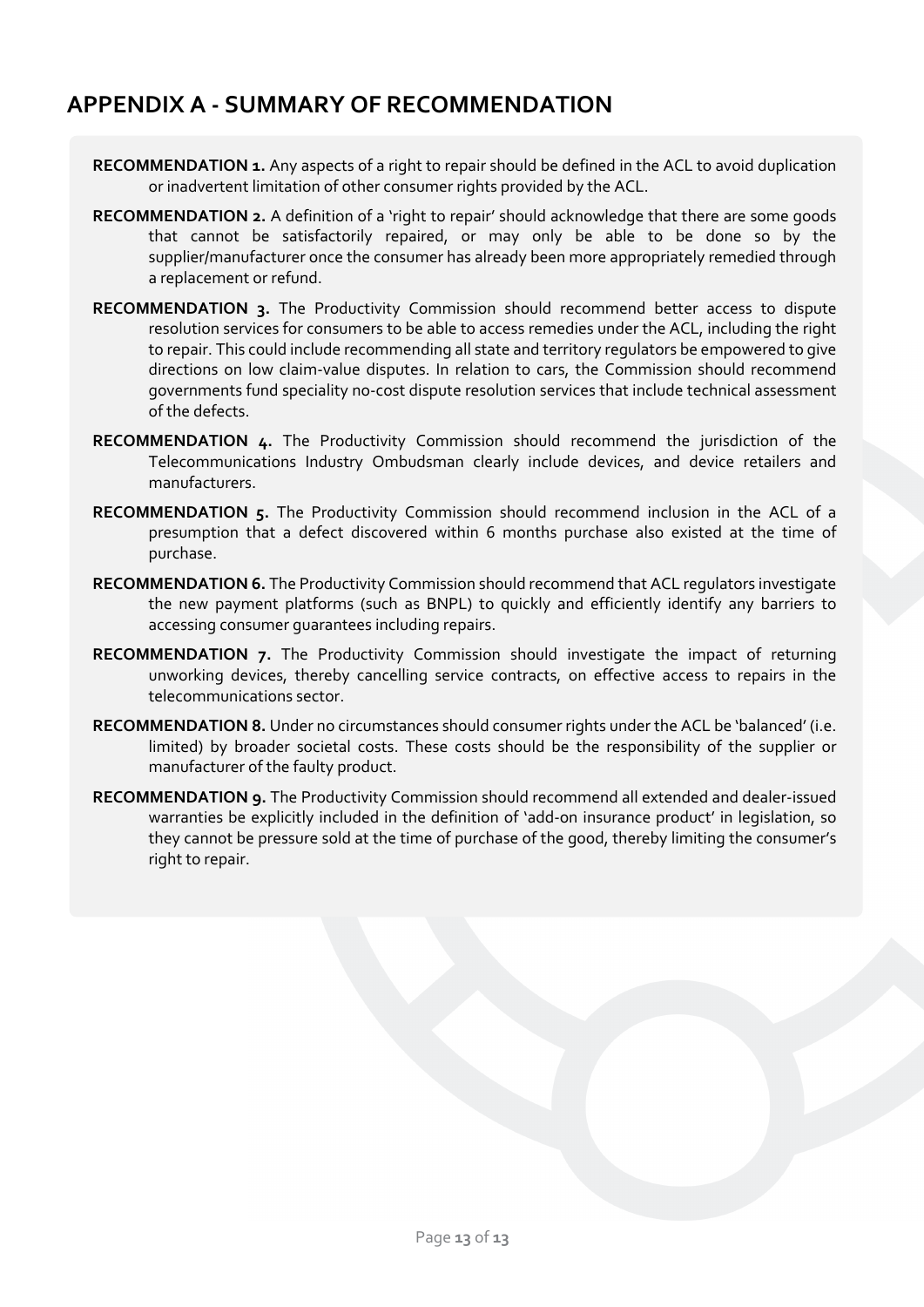## APPENDIX A - SUMMARY OF RECOMMENDATION

**RECOMMENDATION 1.** Any aspects of a right to repair should be defined in the ACL to avoid duplication or inadvertent limitation of other consumer rights provided by the ACL.

**RECOMMENDATION 2.** A definition of a 'right to repair' should acknowledge that there are some goods that cannot be satisfactorily repaired, or may only be able to be done so by the supplier/manufacturer once the consumer has already been more appropriately remedied through a replacement or refund.

**RECOMMENDATION 3.** The Productivity Commission should recommend better access to dispute resolution services for consumers to be able to access remedies under the ACL, including the right to repair. This could include recommending all state and territory regulators be empowered to give directions on low claim-value disputes. In relation to cars, the Commission should recommend governments fund speciality no-cost dispute resolution services that include technical assessment of the defects.

**RECOMMENDATION 4.** The Productivity Commission should recommend the jurisdiction of the Telecommunications Industry Ombudsman clearly include devices, and device retailers and manufacturers.

**RECOMMENDATION 5.** The Productivity Commission should recommend inclusion in the ACL of a presumption that a defect discovered within 6 months purchase also existed at the time of purchase.

**RECOMMENDATION 6.** The Productivity Commission should recommend that ACL regulators investigate the new payment platforms (such as BNPL) to quickly and efficiently identify any barriers to accessing consumer guarantees including repairs.

**RECOMMENDATION 7.** The Productivity Commission should investigate the impact of returning unworking devices, thereby cancelling service contracts, on effective access to repairs in the telecommunications sector.

**RECOMMENDATION 8.** Under no circumstances should consumer rights under the ACL be 'balanced' (i.e. limited) by broader societal costs. These costs should be the responsibility of the supplier or manufacturer of the faulty product.

**RECOMMENDATION 9.** The Productivity Commission should recommend all extended and dealer-issued warranties be explicitly included in the definition of 'add-on insurance product' in legislation, so they cannot be pressure sold at the time of purchase of the good, thereby limiting the consumer's right to repair.